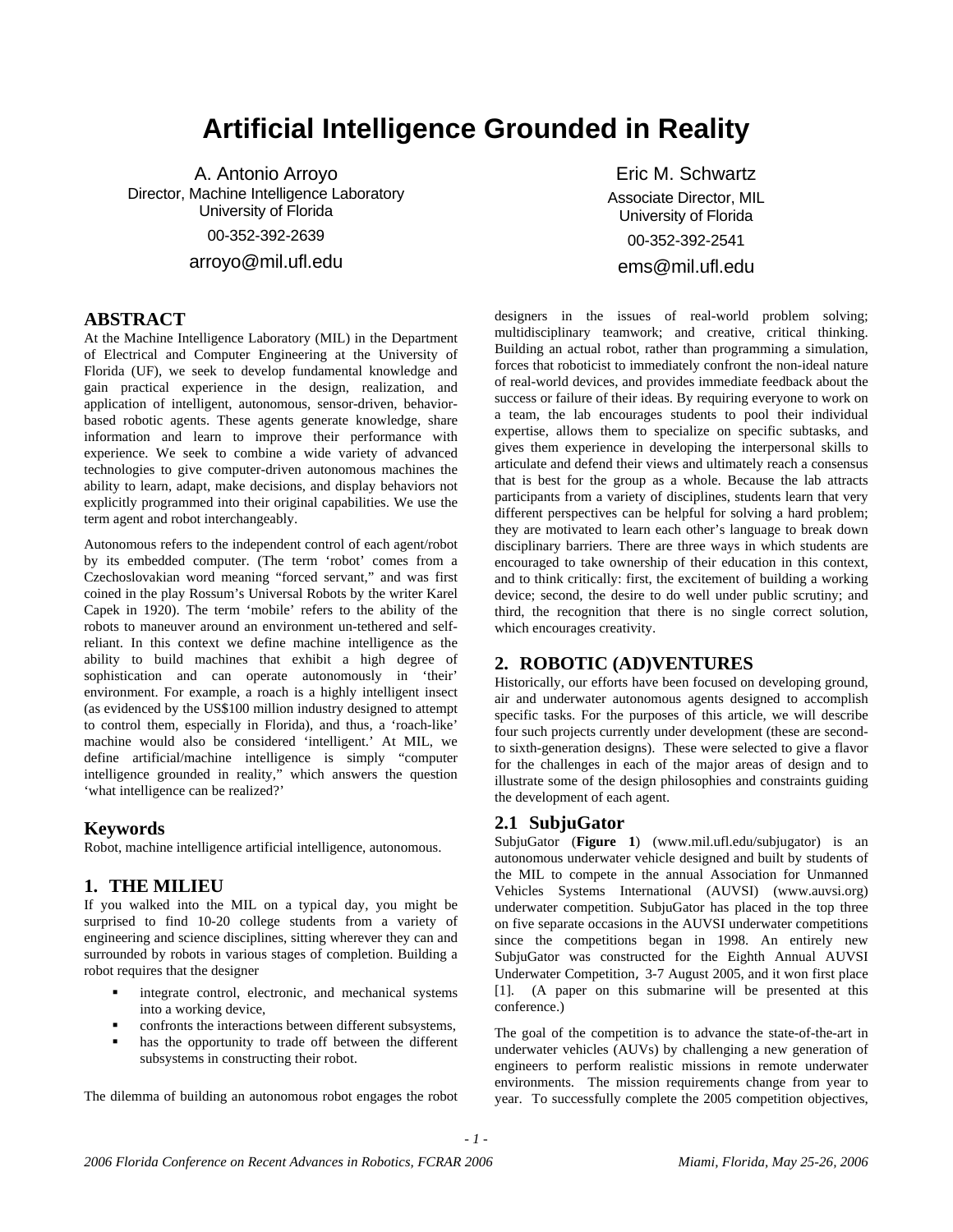# Artificial Intelligence Grounded in Reality

A. Antonio Arroyo
Director, Machine Intelligence Laboratory
University of Florida
00-352-392-2639
arroyo@mil.ufl.edu

Eric M. Schwartz
Associate Director, MIL
University of Florida
00-352-392-2541
ems@mil.ufl.edu

## ABSTRACT

At the Machine Intelligence Laboratory (MIL) in the Department of Electrical and Computer Engineering at the University of Florida (UF), we seek to develop fundamental knowledge and gain practical experience in the design, realization, and application of intelligent, autonomous, sensor-driven, behavior-based robotic agents. These agents generate knowledge, share information and learn to improve their performance with experience. We seek to combine a wide variety of advanced technologies to give computer-driven autonomous machines the ability to learn, adapt, make decisions, and display behaviors not explicitly programmed into their original capabilities. We use the term agent and robot interchangeably.

Autonomous refers to the independent control of each agent/robot by its embedded computer. (The term 'robot' comes from a Czechoslovakian word meaning "forced servant," and was first coined in the play Rossum's Universal Robots by the writer Karel Capek in 1920). The term 'mobile' refers to the ability of the robots to maneuver around an environment un-tethered and self-reliant. In this context we define machine intelligence as the ability to build machines that exhibit a high degree of sophistication and can operate autonomously in 'their' environment. For example, a roach is a highly intelligent insect (as evidenced by the US$100 million industry designed to attempt to control them, especially in Florida), and thus, a 'roach-like' machine would also be considered 'intelligent.' At MIL, we define artificial/machine intelligence is simply "computer intelligence grounded in reality," which answers the question 'what intelligence can be realized?'

## Keywords

Robot, machine intelligence artificial intelligence, autonomous.

## 1. THE MILIEU

If you walked into the MIL on a typical day, you might be surprised to find 10-20 college students from a variety of engineering and science disciplines, sitting wherever they can and surrounded by robots in various stages of completion. Building a robot requires that the designer

- integrate control, electronic, and mechanical systems into a working device,
- confronts the interactions between different subsystems,
- has the opportunity to trade off between the different subsystems in constructing their robot.

The dilemma of building an autonomous robot engages the robot designers in the issues of real-world problem solving; multidisciplinary teamwork; and creative, critical thinking. Building an actual robot, rather than programming a simulation, forces that roboticist to immediately confront the non-ideal nature of real-world devices, and provides immediate feedback about the success or failure of their ideas. By requiring everyone to work on a team, the lab encourages students to pool their individual expertise, allows them to specialize on specific subtasks, and gives them experience in developing the interpersonal skills to articulate and defend their views and ultimately reach a consensus that is best for the group as a whole. Because the lab attracts participants from a variety of disciplines, students learn that very different perspectives can be helpful for solving a hard problem; they are motivated to learn each other's language to break down disciplinary barriers. There are three ways in which students are encouraged to take ownership of their education in this context, and to think critically: first, the excitement of building a working device; second, the desire to do well under public scrutiny; and third, the recognition that there is no single correct solution, which encourages creativity.

## 2. ROBOTIC (AD)VENTURES

Historically, our efforts have been focused on developing ground, air and underwater autonomous agents designed to accomplish specific tasks. For the purposes of this article, we will describe four such projects currently under development (these are second-to sixth-generation designs). These were selected to give a flavor for the challenges in each of the major areas of design and to illustrate some of the design philosophies and constraints guiding the development of each agent.

### 2.1 SubjuGator

SubjuGator (**Figure 1**) (www.mil.ufl.edu/subjugator) is an autonomous underwater vehicle designed and built by students of the MIL to compete in the annual Association for Unmanned Vehicles Systems International (AUVSI) (www.auvsi.org) underwater competition. SubjuGator has placed in the top three on five separate occasions in the AUVSI underwater competitions since the competitions began in 1998. An entirely new SubjuGator was constructed for the Eighth Annual AUVSI Underwater Competition, 3-7 August 2005, and it won first place [1]. (A paper on this submarine will be presented at this conference.)

The goal of the competition is to advance the state-of-the-art in underwater vehicles (AUVs) by challenging a new generation of engineers to perform realistic missions in remote underwater environments. The mission requirements change from year to year. To successfully complete the 2005 competition objectives,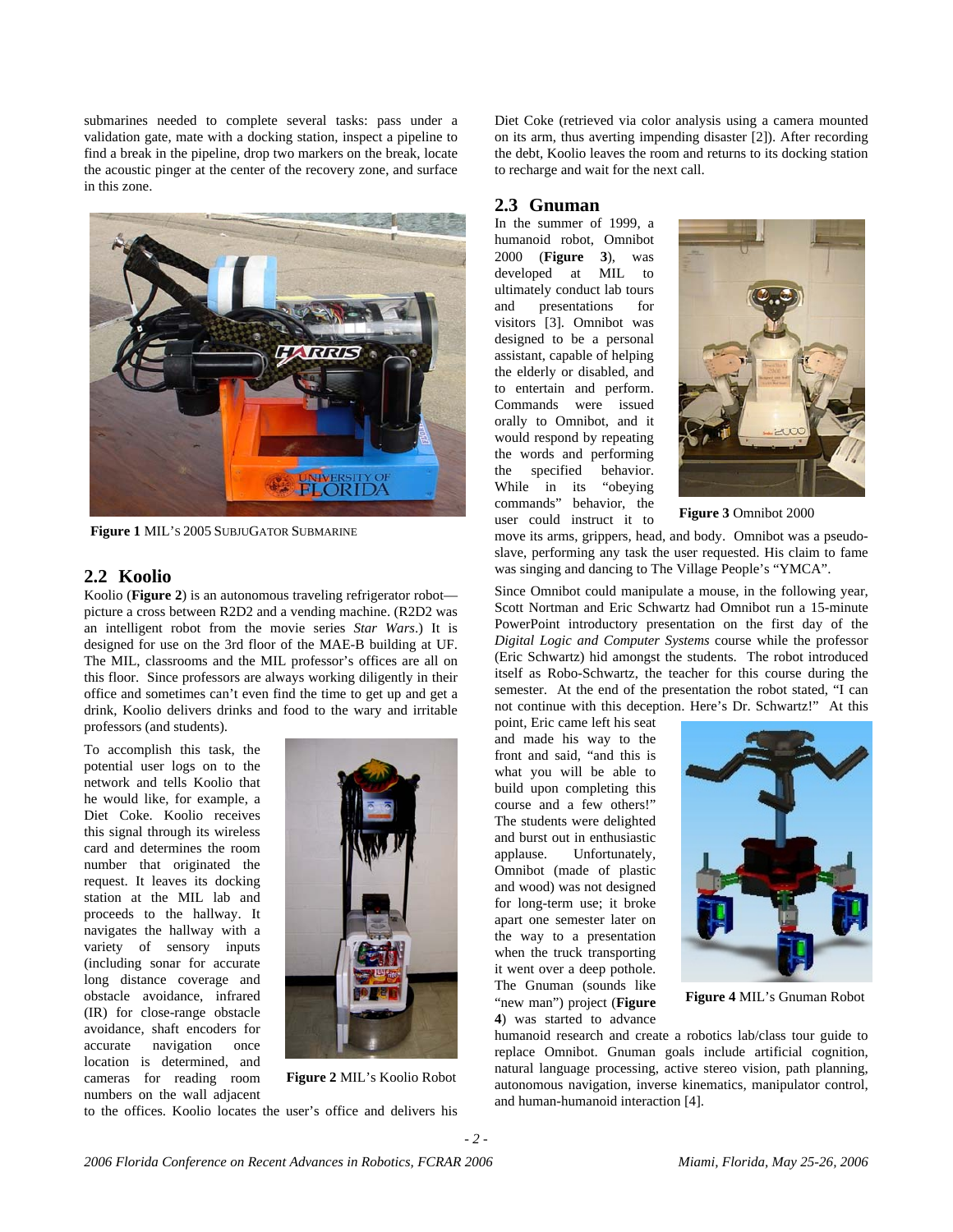submarines needed to complete several tasks: pass under a validation gate, mate with a docking station, inspect a pipeline to find a break in the pipeline, drop two markers on the break, locate the acoustic pinger at the center of the recovery zone, and surface in this zone.

**Figure 1** MIL'S 2005 SUBJUGATOR SUBMARINE

## 2.2 Koolio

Koolio (**Figure 2**) is an autonomous traveling refrigerator robot—picture a cross between R2D2 and a vending machine. (R2D2 was an intelligent robot from the movie series *Star Wars*.) It is designed for use on the 3rd floor of the MAE-B building at UF. The MIL, classrooms and the MIL professor's offices are all on this floor. Since professors are always working diligently in their office and sometimes can't even find the time to get up and get a drink, Koolio delivers drinks and food to the wary and irritable professors (and students).

To accomplish this task, the potential user logs on to the network and tells Koolio that he would like, for example, a Diet Coke. Koolio receives this signal through its wireless card and determines the room number that originated the request. It leaves its docking station at the MIL lab and proceeds to the hallway. It navigates the hallway with a variety of sensory inputs (including sonar for accurate long distance coverage and obstacle avoidance, infrared (IR) for close-range obstacle avoidance, shaft encoders for accurate navigation once location is determined, and cameras for reading room numbers on the wall adjacent to the offices. Koolio locates the user's office and delivers his Diet Coke (retrieved via color analysis using a camera mounted on its arm, thus averting impending disaster [2]). After recording the debt, Koolio leaves the room and returns to its docking station to recharge and wait for the next call.

**Figure 2** MIL's Koolio Robot

## 2.3 Gnuman

In the summer of 1999, a humanoid robot, Omnibot 2000 (**Figure 3**), was developed at MIL to ultimately conduct lab tours and presentations for visitors [3]. Omnibot was designed to be a personal assistant, capable of helping the elderly or disabled, and to entertain and perform. Commands were issued orally to Omnibot, and it would respond by repeating the words and performing the specified behavior. While in its "obeying commands" behavior, the user could instruct it to move its arms, grippers, head, and body. Omnibot was a pseudo-slave, performing any task the user requested. His claim to fame was singing and dancing to The Village People's "YMCA".

**Figure 3** Omnibot 2000

Since Omnibot could manipulate a mouse, in the following year, Scott Nortman and Eric Schwartz had Omnibot run a 15-minute PowerPoint introductory presentation on the first day of the *Digital Logic and Computer Systems* course while the professor (Eric Schwartz) hid amongst the students. The robot introduced itself as Robo-Schwartz, the teacher for this course during the semester. At the end of the presentation the robot stated, "I can not continue with this deception. Here's Dr. Schwartz!" At this point, Eric came left his seat and made his way to the front and said, "and this is what you will be able to build upon completing this course and a few others!" The students were delighted and burst out in enthusiastic applause. Unfortunately, Omnibot (made of plastic and wood) was not designed for long-term use; it broke apart one semester later on the way to a presentation when the truck transporting it went over a deep pothole. The Gnuman (sounds like "new man") project (**Figure 4**) was started to advance humanoid research and create a robotics lab/class tour guide to replace Omnibot. Gnuman goals include artificial cognition, natural language processing, active stereo vision, path planning, autonomous navigation, inverse kinematics, manipulator control, and human-humanoid interaction [4].

**Figure 4** MIL's Gnuman Robot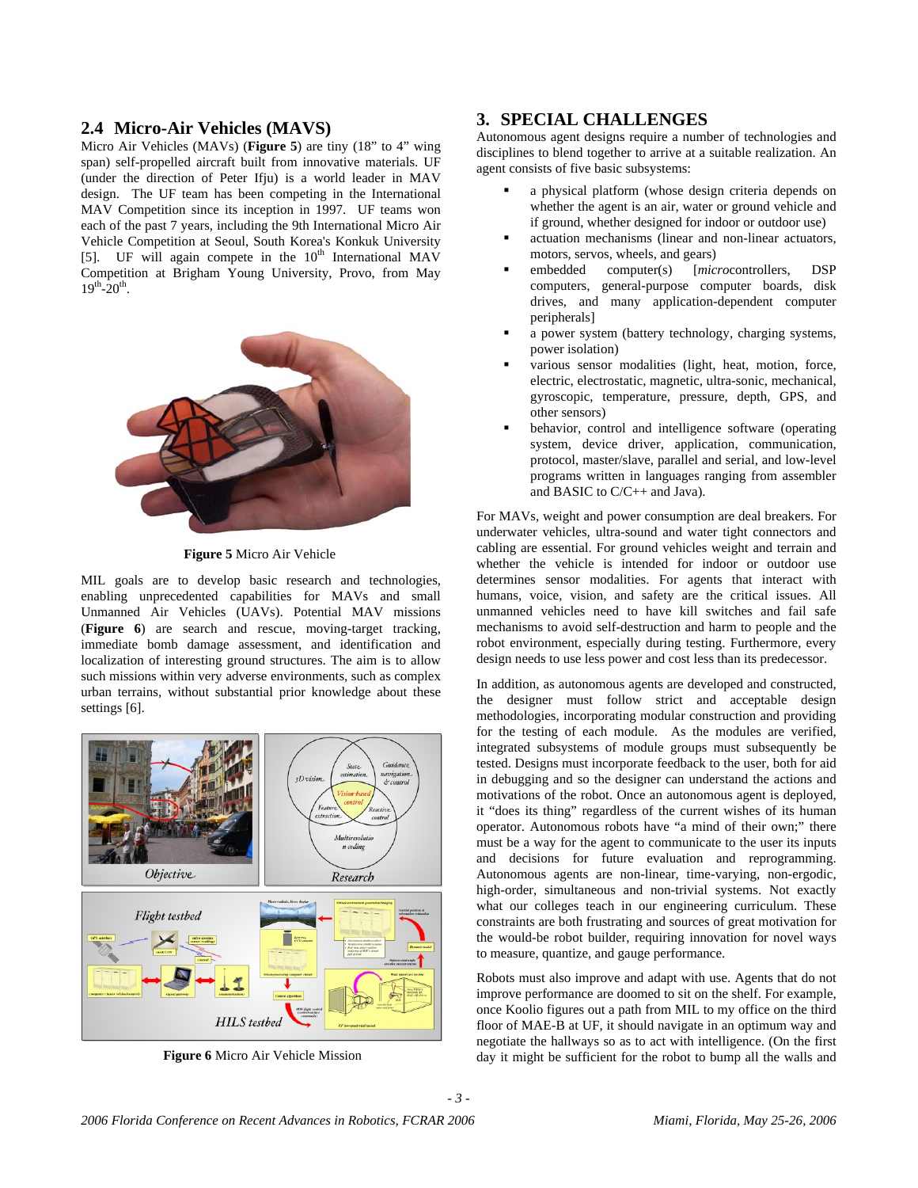## 2.4 Micro-Air Vehicles (MAVS)

Micro Air Vehicles (MAVs) (**Figure 5**) are tiny (18" to 4" wing span) self-propelled aircraft built from innovative materials. UF (under the direction of Peter Ifju) is a world leader in MAV design. The UF team has been competing in the International MAV Competition since its inception in 1997. UF teams won each of the past 7 years, including the 9th International Micro Air Vehicle Competition at Seoul, South Korea's Konkuk University [5]. UF will again compete in the 10th International MAV Competition at Brigham Young University, Provo, from May 19th-20th.

**Figure 5** Micro Air Vehicle

MIL goals are to develop basic research and technologies, enabling unprecedented capabilities for MAVs and small Unmanned Air Vehicles (UAVs). Potential MAV missions (**Figure 6**) are search and rescue, moving-target tracking, immediate bomb damage assessment, and identification and localization of interesting ground structures. The aim is to allow such missions within very adverse environments, such as complex urban terrains, without substantial prior knowledge about these settings [6].

**Figure 6** Micro Air Vehicle Mission

# 3. SPECIAL CHALLENGES

Autonomous agent designs require a number of technologies and disciplines to blend together to arrive at a suitable realization. An agent consists of five basic subsystems:

- a physical platform (whose design criteria depends on whether the agent is an air, water or ground vehicle and if ground, whether designed for indoor or outdoor use)
- actuation mechanisms (linear and non-linear actuators, motors, servos, wheels, and gears)
- embedded computer(s) [*micro*controllers, DSP computers, general-purpose computer boards, disk drives, and many application-dependent computer peripherals]
- a power system (battery technology, charging systems, power isolation)
- various sensor modalities (light, heat, motion, force, electric, electrostatic, magnetic, ultra-sonic, mechanical, gyroscopic, temperature, pressure, depth, GPS, and other sensors)
- behavior, control and intelligence software (operating system, device driver, application, communication, protocol, master/slave, parallel and serial, and low-level programs written in languages ranging from assembler and BASIC to C/C++ and Java).

For MAVs, weight and power consumption are deal breakers. For underwater vehicles, ultra-sound and water tight connectors and cabling are essential. For ground vehicles weight and terrain and whether the vehicle is intended for indoor or outdoor use determines sensor modalities. For agents that interact with humans, voice, vision, and safety are the critical issues. All unmanned vehicles need to have kill switches and fail safe mechanisms to avoid self-destruction and harm to people and the robot environment, especially during testing. Furthermore, every design needs to use less power and cost less than its predecessor.

In addition, as autonomous agents are developed and constructed, the designer must follow strict and acceptable design methodologies, incorporating modular construction and providing for the testing of each module. As the modules are verified, integrated subsystems of module groups must subsequently be tested. Designs must incorporate feedback to the user, both for aid in debugging and so the designer can understand the actions and motivations of the robot. Once an autonomous agent is deployed, it "does its thing" regardless of the current wishes of its human operator. Autonomous robots have "a mind of their own;" there must be a way for the agent to communicate to the user its inputs and decisions for future evaluation and reprogramming. Autonomous agents are non-linear, time-varying, non-ergodic, high-order, simultaneous and non-trivial systems. Not exactly what our colleges teach in our engineering curriculum. These constraints are both frustrating and sources of great motivation for the would-be robot builder, requiring innovation for novel ways to measure, quantize, and gauge performance.

Robots must also improve and adapt with use. Agents that do not improve performance are doomed to sit on the shelf. For example, once Koolio figures out a path from MIL to my office on the third floor of MAE-B at UF, it should navigate in an optimum way and negotiate the hallways so as to act with intelligence. (On the first day it might be sufficient for the robot to bump all the walls and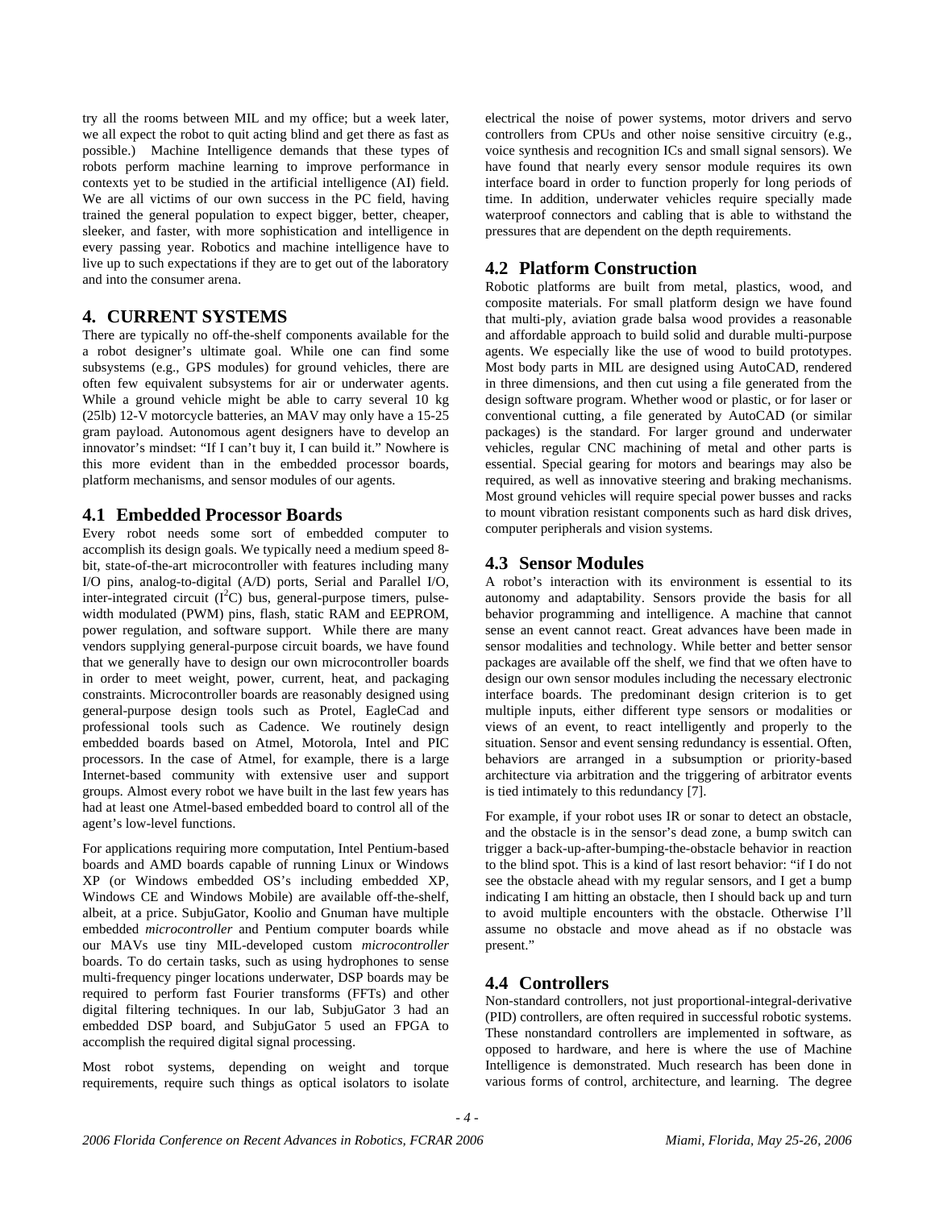try all the rooms between MIL and my office; but a week later, we all expect the robot to quit acting blind and get there as fast as possible.) Machine Intelligence demands that these types of robots perform machine learning to improve performance in contexts yet to be studied in the artificial intelligence (AI) field. We are all victims of our own success in the PC field, having trained the general population to expect bigger, better, cheaper, sleeker, and faster, with more sophistication and intelligence in every passing year. Robotics and machine intelligence have to live up to such expectations if they are to get out of the laboratory and into the consumer arena.

## 4. CURRENT SYSTEMS

There are typically no off-the-shelf components available for the a robot designer's ultimate goal. While one can find some subsystems (e.g., GPS modules) for ground vehicles, there are often few equivalent subsystems for air or underwater agents. While a ground vehicle might be able to carry several 10 kg (25lb) 12-V motorcycle batteries, an MAV may only have a 15-25 gram payload. Autonomous agent designers have to develop an innovator's mindset: "If I can't buy it, I can build it." Nowhere is this more evident than in the embedded processor boards, platform mechanisms, and sensor modules of our agents.

### 4.1 Embedded Processor Boards

Every robot needs some sort of embedded computer to accomplish its design goals. We typically need a medium speed 8-bit, state-of-the-art microcontroller with features including many I/O pins, analog-to-digital (A/D) ports, Serial and Parallel I/O, inter-integrated circuit ($I^2C$) bus, general-purpose timers, pulse-width modulated (PWM) pins, flash, static RAM and EEPROM, power regulation, and software support. While there are many vendors supplying general-purpose circuit boards, we have found that we generally have to design our own microcontroller boards in order to meet weight, power, current, heat, and packaging constraints. Microcontroller boards are reasonably designed using general-purpose design tools such as Protel, EagleCad and professional tools such as Cadence. We routinely design embedded boards based on Atmel, Motorola, Intel and PIC processors. In the case of Atmel, for example, there is a large Internet-based community with extensive user and support groups. Almost every robot we have built in the last few years has had at least one Atmel-based embedded board to control all of the agent's low-level functions.

For applications requiring more computation, Intel Pentium-based boards and AMD boards capable of running Linux or Windows XP (or Windows embedded OS's including embedded XP, Windows CE and Windows Mobile) are available off-the-shelf, albeit, at a price. SubjuGator, Koolio and Gnuman have multiple embedded *microcontroller* and Pentium computer boards while our MAVs use tiny MIL-developed custom *microcontroller* boards. To do certain tasks, such as using hydrophones to sense multi-frequency pinger locations underwater, DSP boards may be required to perform fast Fourier transforms (FFTs) and other digital filtering techniques. In our lab, SubjuGator 3 had an embedded DSP board, and SubjuGator 5 used an FPGA to accomplish the required digital signal processing.

Most robot systems, depending on weight and torque requirements, require such things as optical isolators to isolate electrical the noise of power systems, motor drivers and servo controllers from CPUs and other noise sensitive circuitry (e.g., voice synthesis and recognition ICs and small signal sensors). We have found that nearly every sensor module requires its own interface board in order to function properly for long periods of time. In addition, underwater vehicles require specially made waterproof connectors and cabling that is able to withstand the pressures that are dependent on the depth requirements.

### 4.2 Platform Construction

Robotic platforms are built from metal, plastics, wood, and composite materials. For small platform design we have found that multi-ply, aviation grade balsa wood provides a reasonable and affordable approach to build solid and durable multi-purpose agents. We especially like the use of wood to build prototypes. Most body parts in MIL are designed using AutoCAD, rendered in three dimensions, and then cut using a file generated from the design software program. Whether wood or plastic, or for laser or conventional cutting, a file generated by AutoCAD (or similar packages) is the standard. For larger ground and underwater vehicles, regular CNC machining of metal and other parts is essential. Special gearing for motors and bearings may also be required, as well as innovative steering and braking mechanisms. Most ground vehicles will require special power busses and racks to mount vibration resistant components such as hard disk drives, computer peripherals and vision systems.

### 4.3 Sensor Modules

A robot's interaction with its environment is essential to its autonomy and adaptability. Sensors provide the basis for all behavior programming and intelligence. A machine that cannot sense an event cannot react. Great advances have been made in sensor modalities and technology. While better and better sensor packages are available off the shelf, we find that we often have to design our own sensor modules including the necessary electronic interface boards. The predominant design criterion is to get multiple inputs, either different type sensors or modalities or views of an event, to react intelligently and properly to the situation. Sensor and event sensing redundancy is essential. Often, behaviors are arranged in a subsumption or priority-based architecture via arbitration and the triggering of arbitrator events is tied intimately to this redundancy [7].

For example, if your robot uses IR or sonar to detect an obstacle, and the obstacle is in the sensor's dead zone, a bump switch can trigger a back-up-after-bumping-the-obstacle behavior in reaction to the blind spot. This is a kind of last resort behavior: "if I do not see the obstacle ahead with my regular sensors, and I get a bump indicating I am hitting an obstacle, then I should back up and turn to avoid multiple encounters with the obstacle. Otherwise I'll assume no obstacle and move ahead as if no obstacle was present."

### 4.4 Controllers

Non-standard controllers, not just proportional-integral-derivative (PID) controllers, are often required in successful robotic systems. These nonstandard controllers are implemented in software, as opposed to hardware, and here is where the use of Machine Intelligence is demonstrated. Much research has been done in various forms of control, architecture, and learning. The degree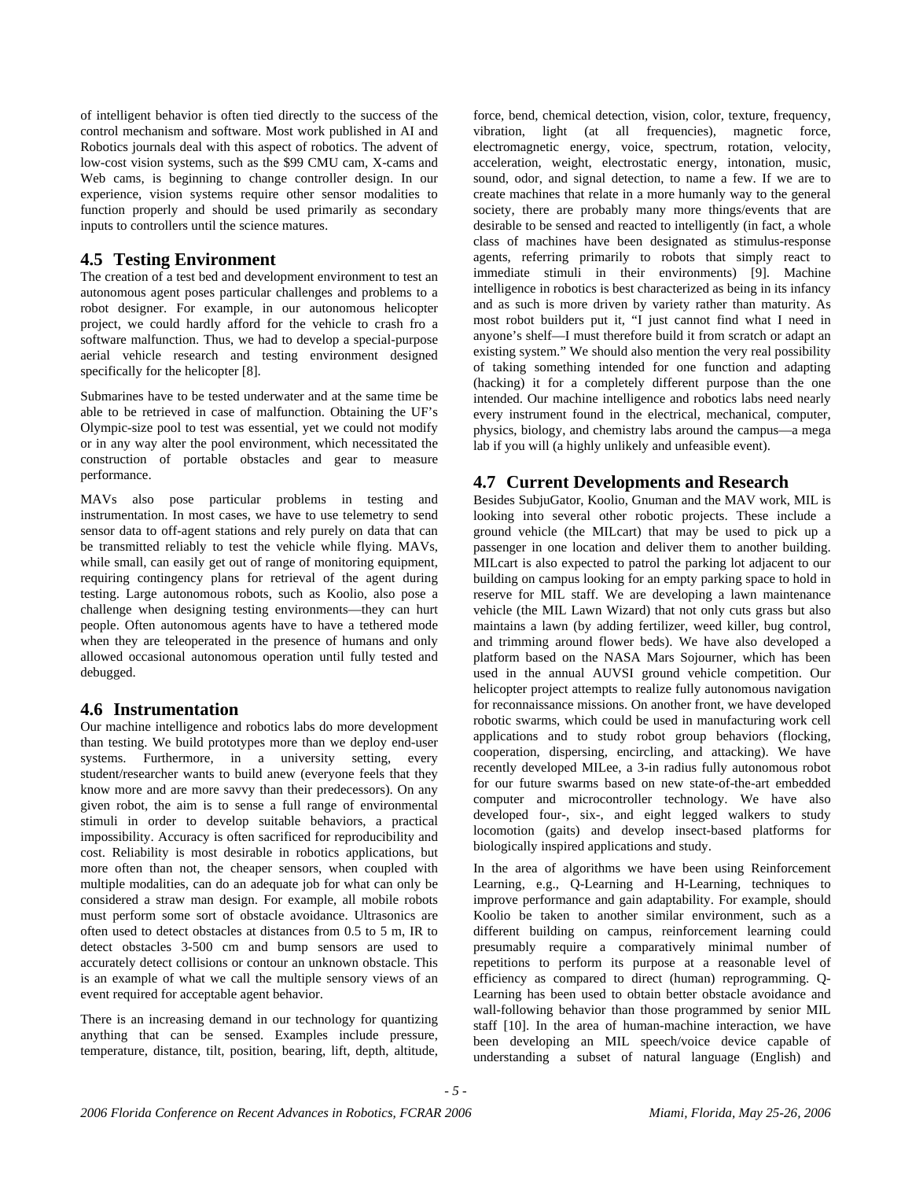of intelligent behavior is often tied directly to the success of the control mechanism and software. Most work published in AI and Robotics journals deal with this aspect of robotics. The advent of low-cost vision systems, such as the $99 CMU cam, X-cams and Web cams, is beginning to change controller design. In our experience, vision systems require other sensor modalities to function properly and should be used primarily as secondary inputs to controllers until the science matures.

## 4.5 Testing Environment

The creation of a test bed and development environment to test an autonomous agent poses particular challenges and problems to a robot designer. For example, in our autonomous helicopter project, we could hardly afford for the vehicle to crash fro a software malfunction. Thus, we had to develop a special-purpose aerial vehicle research and testing environment designed specifically for the helicopter [8].

Submarines have to be tested underwater and at the same time be able to be retrieved in case of malfunction. Obtaining the UF's Olympic-size pool to test was essential, yet we could not modify or in any way alter the pool environment, which necessitated the construction of portable obstacles and gear to measure performance.

MAVs also pose particular problems in testing and instrumentation. In most cases, we have to use telemetry to send sensor data to off-agent stations and rely purely on data that can be transmitted reliably to test the vehicle while flying. MAVs, while small, can easily get out of range of monitoring equipment, requiring contingency plans for retrieval of the agent during testing. Large autonomous robots, such as Koolio, also pose a challenge when designing testing environments—they can hurt people. Often autonomous agents have to have a tethered mode when they are teleoperated in the presence of humans and only allowed occasional autonomous operation until fully tested and debugged.

## 4.6 Instrumentation

Our machine intelligence and robotics labs do more development than testing. We build prototypes more than we deploy end-user systems. Furthermore, in a university setting, every student/researcher wants to build anew (everyone feels that they know more and are more savvy than their predecessors). On any given robot, the aim is to sense a full range of environmental stimuli in order to develop suitable behaviors, a practical impossibility. Accuracy is often sacrificed for reproducibility and cost. Reliability is most desirable in robotics applications, but more often than not, the cheaper sensors, when coupled with multiple modalities, can do an adequate job for what can only be considered a straw man design. For example, all mobile robots must perform some sort of obstacle avoidance. Ultrasonics are often used to detect obstacles at distances from 0.5 to 5 m, IR to detect obstacles 3-500 cm and bump sensors are used to accurately detect collisions or contour an unknown obstacle. This is an example of what we call the multiple sensory views of an event required for acceptable agent behavior.

There is an increasing demand in our technology for quantizing anything that can be sensed. Examples include pressure, temperature, distance, tilt, position, bearing, lift, depth, altitude, force, bend, chemical detection, vision, color, texture, frequency, vibration, light (at all frequencies), magnetic force, electromagnetic energy, voice, spectrum, rotation, velocity, acceleration, weight, electrostatic energy, intonation, music, sound, odor, and signal detection, to name a few. If we are to create machines that relate in a more humanly way to the general society, there are probably many more things/events that are desirable to be sensed and reacted to intelligently (in fact, a whole class of machines have been designated as stimulus-response agents, referring primarily to robots that simply react to immediate stimuli in their environments) [9]. Machine intelligence in robotics is best characterized as being in its infancy and as such is more driven by variety rather than maturity. As most robot builders put it, "I just cannot find what I need in anyone's shelf—I must therefore build it from scratch or adapt an existing system." We should also mention the very real possibility of taking something intended for one function and adapting (hacking) it for a completely different purpose than the one intended. Our machine intelligence and robotics labs need nearly every instrument found in the electrical, mechanical, computer, physics, biology, and chemistry labs around the campus—a mega lab if you will (a highly unlikely and unfeasible event).

## 4.7 Current Developments and Research

Besides SubjuGator, Koolio, Gnuman and the MAV work, MIL is looking into several other robotic projects. These include a ground vehicle (the MILcart) that may be used to pick up a passenger in one location and deliver them to another building. MILcart is also expected to patrol the parking lot adjacent to our building on campus looking for an empty parking space to hold in reserve for MIL staff. We are developing a lawn maintenance vehicle (the MIL Lawn Wizard) that not only cuts grass but also maintains a lawn (by adding fertilizer, weed killer, bug control, and trimming around flower beds). We have also developed a platform based on the NASA Mars Sojourner, which has been used in the annual AUVSI ground vehicle competition. Our helicopter project attempts to realize fully autonomous navigation for reconnaissance missions. On another front, we have developed robotic swarms, which could be used in manufacturing work cell applications and to study robot group behaviors (flocking, cooperation, dispersing, encircling, and attacking). We have recently developed MILee, a 3-in radius fully autonomous robot for our future swarms based on new state-of-the-art embedded computer and microcontroller technology. We have also developed four-, six-, and eight legged walkers to study locomotion (gaits) and develop insect-based platforms for biologically inspired applications and study.

In the area of algorithms we have been using Reinforcement Learning, e.g., Q-Learning and H-Learning, techniques to improve performance and gain adaptability. For example, should Koolio be taken to another similar environment, such as a different building on campus, reinforcement learning could presumably require a comparatively minimal number of repetitions to perform its purpose at a reasonable level of efficiency as compared to direct (human) reprogramming. Q-Learning has been used to obtain better obstacle avoidance and wall-following behavior than those programmed by senior MIL staff [10]. In the area of human-machine interaction, we have been developing an MIL speech/voice device capable of understanding a subset of natural language (English) and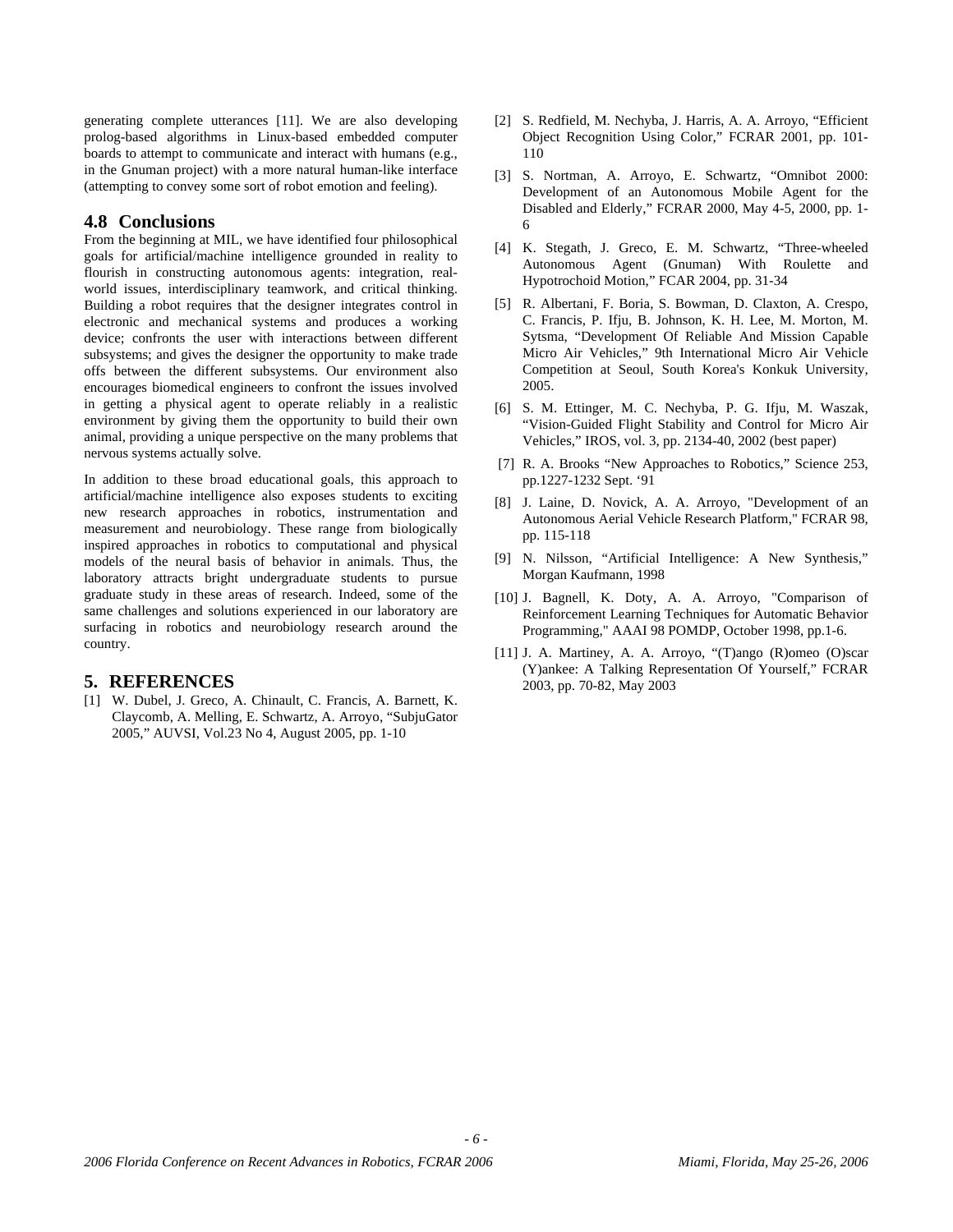generating complete utterances [11]. We are also developing prolog-based algorithms in Linux-based embedded computer boards to attempt to communicate and interact with humans (e.g., in the Gnuman project) with a more natural human-like interface (attempting to convey some sort of robot emotion and feeling).

## 4.8 Conclusions

From the beginning at MIL, we have identified four philosophical goals for artificial/machine intelligence grounded in reality to flourish in constructing autonomous agents: integration, real-world issues, interdisciplinary teamwork, and critical thinking. Building a robot requires that the designer integrates control in electronic and mechanical systems and produces a working device; confronts the user with interactions between different subsystems; and gives the designer the opportunity to make trade offs between the different subsystems. Our environment also encourages biomedical engineers to confront the issues involved in getting a physical agent to operate reliably in a realistic environment by giving them the opportunity to build their own animal, providing a unique perspective on the many problems that nervous systems actually solve.

In addition to these broad educational goals, this approach to artificial/machine intelligence also exposes students to exciting new research approaches in robotics, instrumentation and measurement and neurobiology. These range from biologically inspired approaches in robotics to computational and physical models of the neural basis of behavior in animals. Thus, the laboratory attracts bright undergraduate students to pursue graduate study in these areas of research. Indeed, some of the same challenges and solutions experienced in our laboratory are surfacing in robotics and neurobiology research around the country.

# 5. REFERENCES

[1] W. Dubel, J. Greco, A. Chinault, C. Francis, A. Barnett, K. Claycomb, A. Melling, E. Schwartz, A. Arroyo, "SubjuGator 2005," AUVSI, Vol.23 No 4, August 2005, pp. 1-10

[2] S. Redfield, M. Nechyba, J. Harris, A. A. Arroyo, "Efficient Object Recognition Using Color," FCRAR 2001, pp. 101-110

[3] S. Nortman, A. Arroyo, E. Schwartz, "Omnibot 2000: Development of an Autonomous Mobile Agent for the Disabled and Elderly," FCRAR 2000, May 4-5, 2000, pp. 1-6

[4] K. Stegath, J. Greco, E. M. Schwartz, "Three-wheeled Autonomous Agent (Gnuman) With Roulette and Hypotrochoid Motion," FCAR 2004, pp. 31-34

[5] R. Albertani, F. Boria, S. Bowman, D. Claxton, A. Crespo, C. Francis, P. Ifju, B. Johnson, K. H. Lee, M. Morton, M. Sytsma, "Development Of Reliable And Mission Capable Micro Air Vehicles," 9th International Micro Air Vehicle Competition at Seoul, South Korea's Konkuk University, 2005.

[6] S. M. Ettinger, M. C. Nechyba, P. G. Ifju, M. Waszak, "Vision-Guided Flight Stability and Control for Micro Air Vehicles," IROS, vol. 3, pp. 2134-40, 2002 (best paper)

[7] R. A. Brooks "New Approaches to Robotics," Science 253, pp.1227-1232 Sept. '91

[8] J. Laine, D. Novick, A. A. Arroyo, "Development of an Autonomous Aerial Vehicle Research Platform," FCRAR 98, pp. 115-118

[9] N. Nilsson, "Artificial Intelligence: A New Synthesis," Morgan Kaufmann, 1998

[10] J. Bagnell, K. Doty, A. A. Arroyo, "Comparison of Reinforcement Learning Techniques for Automatic Behavior Programming," AAAI 98 POMDP, October 1998, pp.1-6.

[11] J. A. Martiney, A. A. Arroyo, "(T)ango (R)omeo (O)scar (Y)ankee: A Talking Representation Of Yourself," FCRAR 2003, pp. 70-82, May 2003